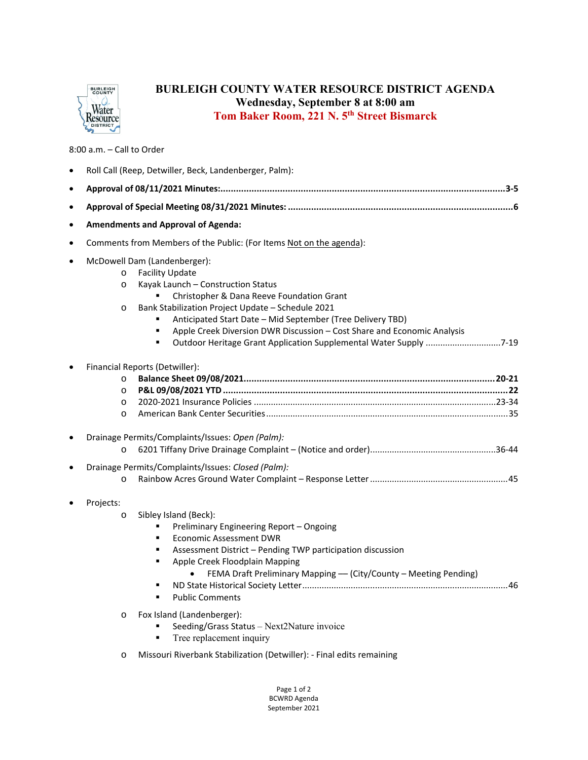# BURLEIGH COUNTY WATER RESOURCE DISTRICT AGENDA

## Wednesday, September 8 at 8:00 am

## Tom Baker Room, 221 N. 5th Street Bismarck

8:00 a.m. – Call to Order

- Roll Call (Reep, Detwiller, Beck, Landenberger, Palm):
- **Approval of 08/11/2021 Minutes:....................3-5**
- **Approval of Special Meeting 08/31/2021 Minutes: ....................6**
- **Amendments and Approval of Agenda:**
- Comments from Members of the Public: (For Items Not on the agenda):
- McDowell Dam (Landenberger):
  - Facility Update
  - Kayak Launch – Construction Status
    - Christopher & Dana Reeve Foundation Grant
  - Bank Stabilization Project Update – Schedule 2021
    - Anticipated Start Date – Mid September (Tree Delivery TBD)
    - Apple Creek Diversion DWR Discussion – Cost Share and Economic Analysis
    - Outdoor Heritage Grant Application Supplemental Water Supply ....................7-19
- Financial Reports (Detwiller):
  - **Balance Sheet 09/08/2021....................20-21**
  - **P&L 09/08/2021 YTD ....................22**
  - 2020-2021 Insurance Policies ....................23-34
  - American Bank Center Securities....................35
- Drainage Permits/Complaints/Issues: *Open (Palm):*
  - 6201 Tiffany Drive Drainage Complaint – (Notice and order)....................36-44
- Drainage Permits/Complaints/Issues: *Closed (Palm):*
  - Rainbow Acres Ground Water Complaint – Response Letter ....................45
- Projects:
  - Sibley Island (Beck):
    - Preliminary Engineering Report – Ongoing
    - Economic Assessment DWR
    - Assessment District – Pending TWP participation discussion
    - Apple Creek Floodplain Mapping
      - FEMA Draft Preliminary Mapping –– (City/County – Meeting Pending)
    - ND State Historical Society Letter....................46
    - Public Comments
  - Fox Island (Landenberger):
    - Seeding/Grass Status – Next2Nature invoice
    - Tree replacement inquiry
  - Missouri Riverbank Stabilization (Detwiller): - Final edits remaining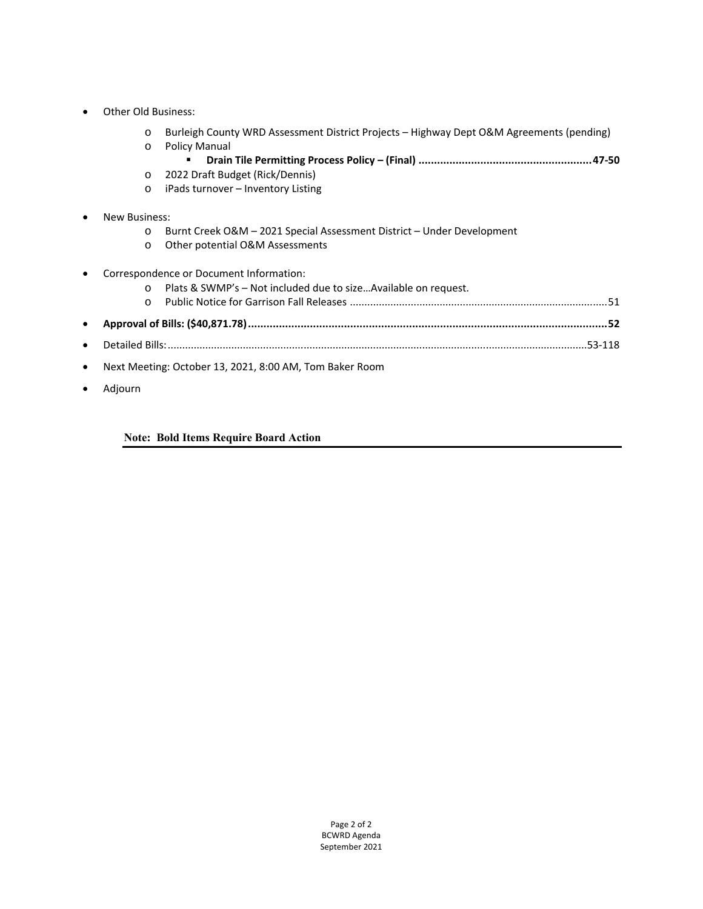- Other Old Business:
  - Burleigh County WRD Assessment District Projects – Highway Dept O&M Agreements (pending)
  - Policy Manual
    - **Drain Tile Permitting Process Policy – (Final) ........................................................47-50**
  - 2022 Draft Budget (Rick/Dennis)
  - iPads turnover – Inventory Listing

- New Business:
  - Burnt Creek O&M – 2021 Special Assessment District – Under Development
  - Other potential O&M Assessments

- Correspondence or Document Information:
  - Plats & SWMP's – Not included due to size…Available on request.
  - Public Notice for Garrison Fall Releases .......................................................................................51

- **Approval of Bills: ($40,871.78).................................................................................................................52**
- Detailed Bills:..............................................................................................................................................53-118
- Next Meeting: October 13, 2021, 8:00 AM, Tom Baker Room
- Adjourn

**Note: Bold Items Require Board Action**